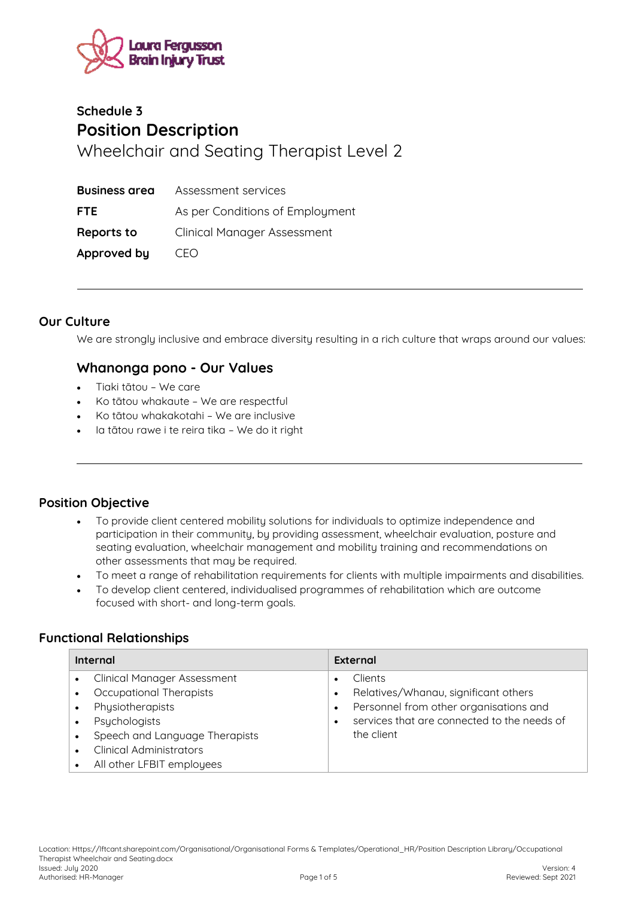Schedule 3

# Position Description

Wheelchair and Seating Therapist Level 2

| | |
|---|---|
| **Business area** | Assessment services |
| **FTE** | As per Conditions of Employment |
| **Reports to** | Clinical Manager Assessment |
| **Approved by** | CEO |

---

## Our Culture

We are strongly inclusive and embrace diversity resulting in a rich culture that wraps around our values:

### Whanonga pono - Our Values

- Tiaki tātou – We care
- Ko tātou whakaute – We are respectful
- Ko tātou whakakotahi – We are inclusive
- Ia tātou rawe i te reira tika – We do it right

---

## Position Objective

- To provide client centered mobility solutions for individuals to optimize independence and participation in their community, by providing assessment, wheelchair evaluation, posture and seating evaluation, wheelchair management and mobility training and recommendations on other assessments that may be required.
- To meet a range of rehabilitation requirements for clients with multiple impairments and disabilities.
- To develop client centered, individualised programmes of rehabilitation which are outcome focused with short- and long-term goals.

## Functional Relationships

| Internal | External |
|---|---|
| • Clinical Manager Assessment<br>• Occupational Therapists<br>• Physiotherapists<br>• Psychologists<br>• Speech and Language Therapists<br>• Clinical Administrators<br>• All other LFBIT employees | • Clients<br>• Relatives/Whanau, significant others<br>• Personnel from other organisations and<br>• services that are connected to the needs of the client |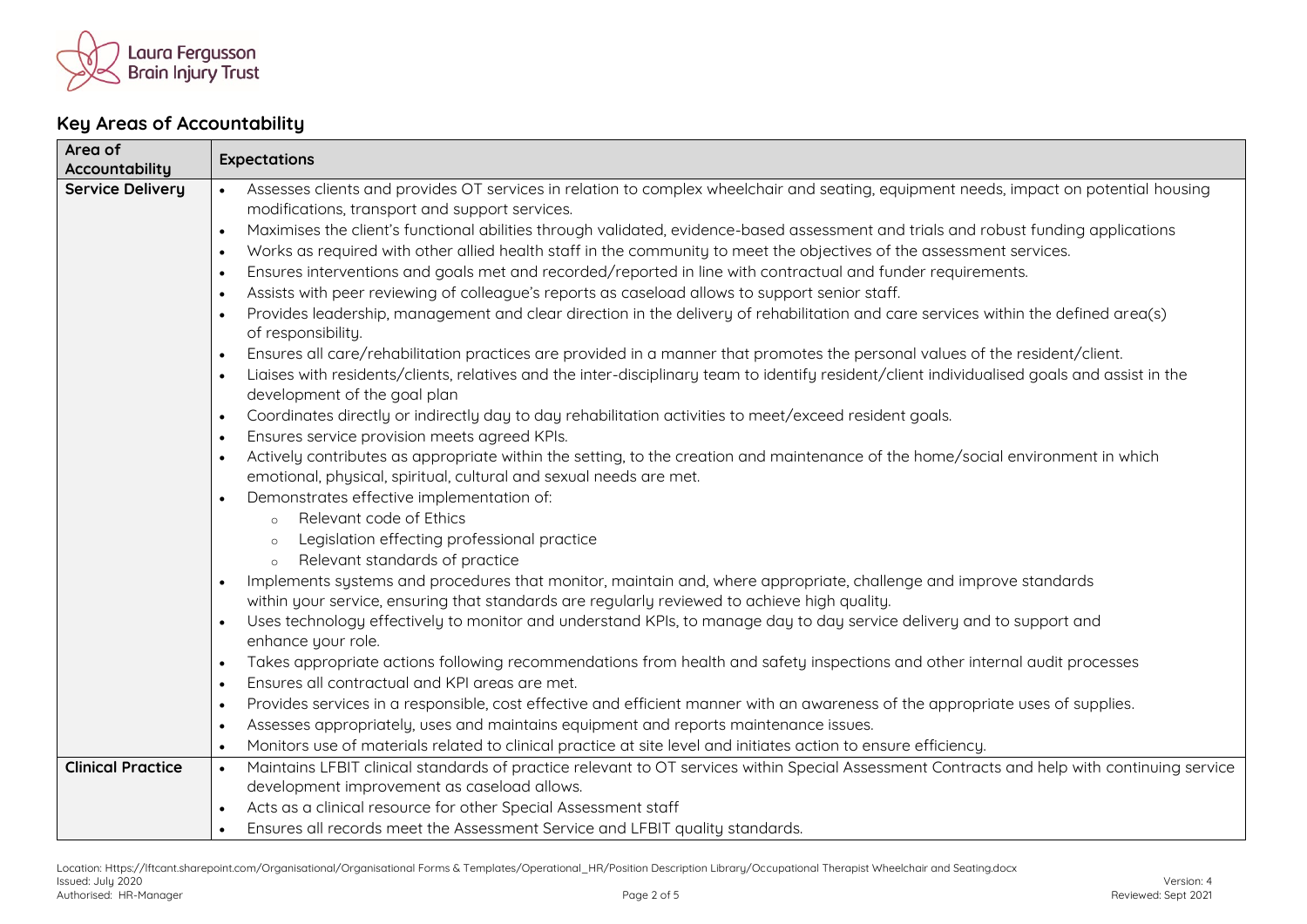## Key Areas of Accountability

| Area of Accountability | Expectations |
| --- | --- |
| **Service Delivery** | • Assesses clients and provides OT services in relation to complex wheelchair and seating, equipment needs, impact on potential housing modifications, transport and support services.<br>• Maximises the client's functional abilities through validated, evidence-based assessment and trials and robust funding applications<br>• Works as required with other allied health staff in the community to meet the objectives of the assessment services.<br>• Ensures interventions and goals met and recorded/reported in line with contractual and funder requirements.<br>• Assists with peer reviewing of colleague's reports as caseload allows to support senior staff.<br>• Provides leadership, management and clear direction in the delivery of rehabilitation and care services within the defined area(s) of responsibility.<br>• Ensures all care/rehabilitation practices are provided in a manner that promotes the personal values of the resident/client.<br>• Liaises with residents/clients, relatives and the inter-disciplinary team to identify resident/client individualised goals and assist in the development of the goal plan<br>• Coordinates directly or indirectly day to day rehabilitation activities to meet/exceed resident goals.<br>• Ensures service provision meets agreed KPIs.<br>• Actively contributes as appropriate within the setting, to the creation and maintenance of the home/social environment in which emotional, physical, spiritual, cultural and sexual needs are met.<br>• Demonstrates effective implementation of:<br>&nbsp;&nbsp;&nbsp;&nbsp;○ Relevant code of Ethics<br>&nbsp;&nbsp;&nbsp;&nbsp;○ Legislation effecting professional practice<br>&nbsp;&nbsp;&nbsp;&nbsp;○ Relevant standards of practice<br>• Implements systems and procedures that monitor, maintain and, where appropriate, challenge and improve standards within your service, ensuring that standards are regularly reviewed to achieve high quality.<br>• Uses technology effectively to monitor and understand KPIs, to manage day to day service delivery and to support and enhance your role.<br>• Takes appropriate actions following recommendations from health and safety inspections and other internal audit processes<br>• Ensures all contractual and KPI areas are met.<br>• Provides services in a responsible, cost effective and efficient manner with an awareness of the appropriate uses of supplies.<br>• Assesses appropriately, uses and maintains equipment and reports maintenance issues.<br>• Monitors use of materials related to clinical practice at site level and initiates action to ensure efficiency. |
| **Clinical Practice** | • Maintains LFBIT clinical standards of practice relevant to OT services within Special Assessment Contracts and help with continuing service development improvement as caseload allows.<br>• Acts as a clinical resource for other Special Assessment staff<br>• Ensures all records meet the Assessment Service and LFBIT quality standards. |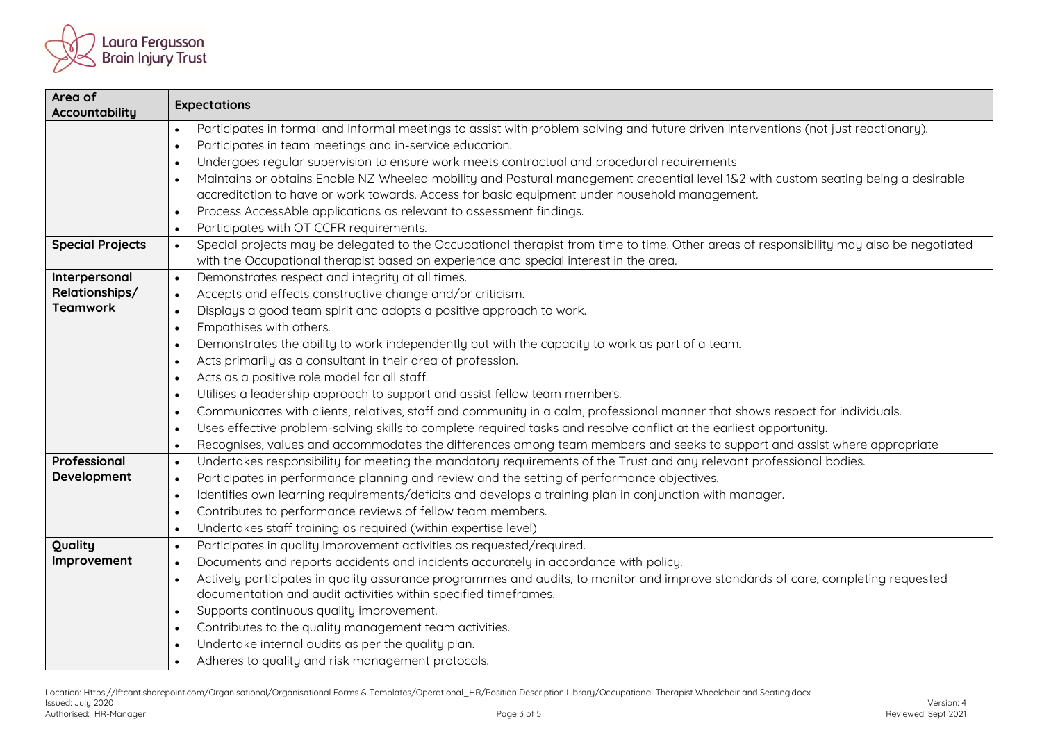| Area of Accountability | Expectations |
|---|---|
| | • Participates in formal and informal meetings to assist with problem solving and future driven interventions (not just reactionary).<br>• Participates in team meetings and in-service education.<br>• Undergoes regular supervision to ensure work meets contractual and procedural requirements<br>• Maintains or obtains Enable NZ Wheeled mobility and Postural management credential level 1&2 with custom seating being a desirable accreditation to have or work towards. Access for basic equipment under household management.<br>• Process AccessAble applications as relevant to assessment findings.<br>• Participates with OT CCFR requirements. |
| **Special Projects** | • Special projects may be delegated to the Occupational therapist from time to time. Other areas of responsibility may also be negotiated with the Occupational therapist based on experience and special interest in the area. |
| **Interpersonal Relationships/ Teamwork** | • Demonstrates respect and integrity at all times.<br>• Accepts and effects constructive change and/or criticism.<br>• Displays a good team spirit and adopts a positive approach to work.<br>• Empathises with others.<br>• Demonstrates the ability to work independently but with the capacity to work as part of a team.<br>• Acts primarily as a consultant in their area of profession.<br>• Acts as a positive role model for all staff.<br>• Utilises a leadership approach to support and assist fellow team members.<br>• Communicates with clients, relatives, staff and community in a calm, professional manner that shows respect for individuals.<br>• Uses effective problem-solving skills to complete required tasks and resolve conflict at the earliest opportunity.<br>• Recognises, values and accommodates the differences among team members and seeks to support and assist where appropriate |
| **Professional Development** | • Undertakes responsibility for meeting the mandatory requirements of the Trust and any relevant professional bodies.<br>• Participates in performance planning and review and the setting of performance objectives.<br>• Identifies own learning requirements/deficits and develops a training plan in conjunction with manager.<br>• Contributes to performance reviews of fellow team members.<br>• Undertakes staff training as required (within expertise level) |
| **Quality Improvement** | • Participates in quality improvement activities as requested/required.<br>• Documents and reports accidents and incidents accurately in accordance with policy.<br>• Actively participates in quality assurance programmes and audits, to monitor and improve standards of care, completing requested documentation and audit activities within specified timeframes.<br>• Supports continuous quality improvement.<br>• Contributes to the quality management team activities.<br>• Undertake internal audits as per the quality plan.<br>• Adheres to quality and risk management protocols. |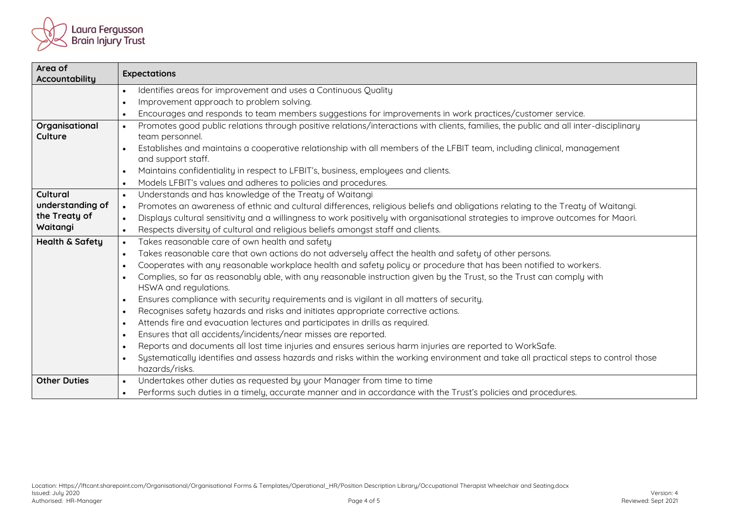| Area of Accountability | Expectations |
|---|---|
| | • Identifies areas for improvement and uses a Continuous Quality<br>• Improvement approach to problem solving.<br>• Encourages and responds to team members suggestions for improvements in work practices/customer service. |
| **Organisational Culture** | • Promotes good public relations through positive relations/interactions with clients, families, the public and all inter-disciplinary team personnel.<br>• Establishes and maintains a cooperative relationship with all members of the LFBIT team, including clinical, management and support staff.<br>• Maintains confidentiality in respect to LFBIT's, business, employees and clients.<br>• Models LFBIT's values and adheres to policies and procedures. |
| **Cultural understanding of the Treaty of Waitangi** | • Understands and has knowledge of the Treaty of Waitangi<br>• Promotes an awareness of ethnic and cultural differences, religious beliefs and obligations relating to the Treaty of Waitangi.<br>• Displays cultural sensitivity and a willingness to work positively with organisational strategies to improve outcomes for Maori.<br>• Respects diversity of cultural and religious beliefs amongst staff and clients. |
| **Health & Safety** | • Takes reasonable care of own health and safety<br>• Takes reasonable care that own actions do not adversely affect the health and safety of other persons.<br>• Cooperates with any reasonable workplace health and safety policy or procedure that has been notified to workers.<br>• Complies, so far as reasonably able, with any reasonable instruction given by the Trust, so the Trust can comply with HSWA and regulations.<br>• Ensures compliance with security requirements and is vigilant in all matters of security.<br>• Recognises safety hazards and risks and initiates appropriate corrective actions.<br>• Attends fire and evacuation lectures and participates in drills as required.<br>• Ensures that all accidents/incidents/near misses are reported.<br>• Reports and documents all lost time injuries and ensures serious harm injuries are reported to WorkSafe.<br>• Systematically identifies and assess hazards and risks within the working environment and take all practical steps to control those hazards/risks. |
| **Other Duties** | • Undertakes other duties as requested by your Manager from time to time<br>• Performs such duties in a timely, accurate manner and in accordance with the Trust's policies and procedures. |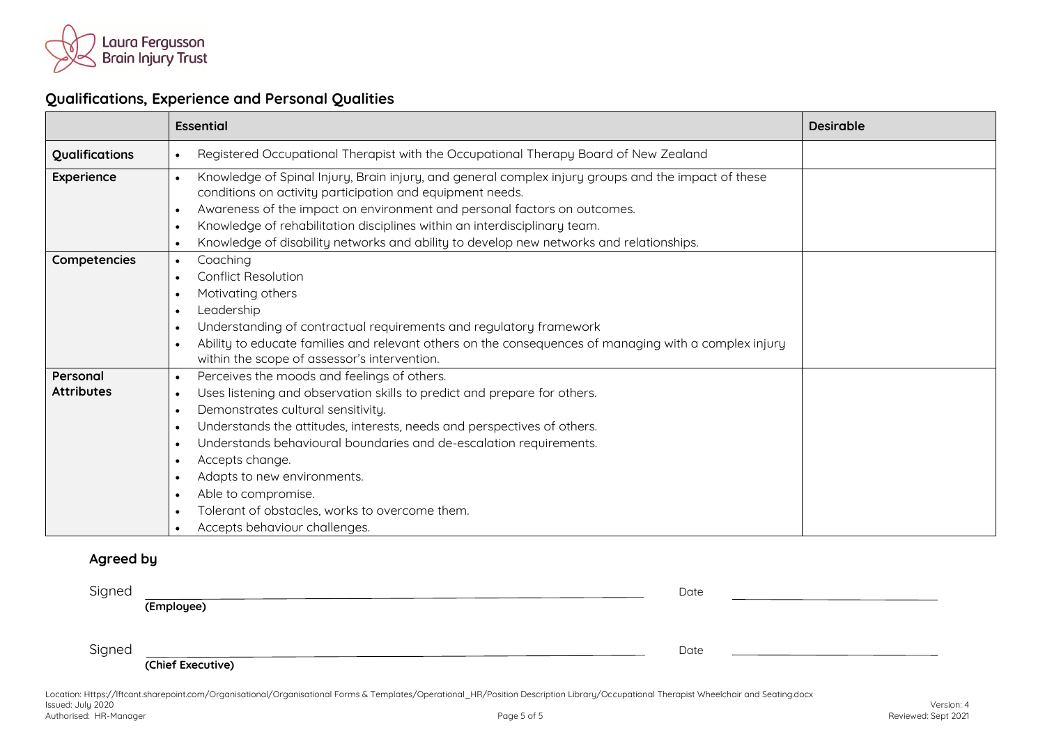## Qualifications, Experience and Personal Qualities

| | Essential | Desirable |
|---|---|---|
| **Qualifications** | • Registered Occupational Therapist with the Occupational Therapy Board of New Zealand | |
| **Experience** | • Knowledge of Spinal Injury, Brain injury, and general complex injury groups and the impact of these conditions on activity participation and equipment needs.<br>• Awareness of the impact on environment and personal factors on outcomes.<br>• Knowledge of rehabilitation disciplines within an interdisciplinary team.<br>• Knowledge of disability networks and ability to develop new networks and relationships. | |
| **Competencies** | • Coaching<br>• Conflict Resolution<br>• Motivating others<br>• Leadership<br>• Understanding of contractual requirements and regulatory framework<br>• Ability to educate families and relevant others on the consequences of managing with a complex injury within the scope of assessor's intervention. | |
| **Personal Attributes** | • Perceives the moods and feelings of others.<br>• Uses listening and observation skills to predict and prepare for others.<br>• Demonstrates cultural sensitivity.<br>• Understands the attitudes, interests, needs and perspectives of others.<br>• Understands behavioural boundaries and de-escalation requirements.<br>• Accepts change.<br>• Adapts to new environments.<br>• Able to compromise.<br>• Tolerant of obstacles, works to overcome them.<br>• Accepts behaviour challenges. | |

### Agreed by

Signed ______________________________ Date ______________
**(Employee)**

Signed ______________________________ Date ______________
**(Chief Executive)**